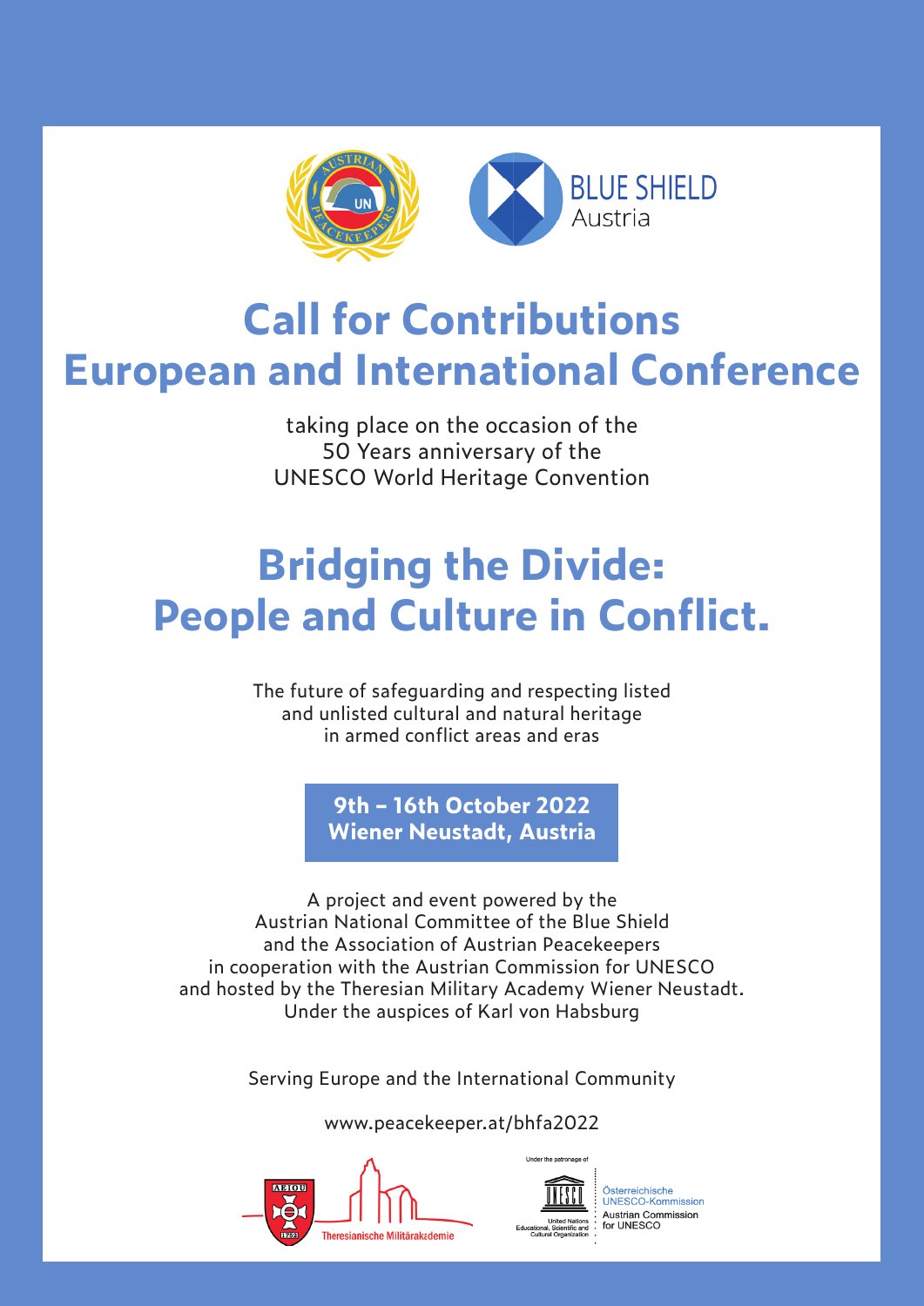# Call for Contributions
# European and International Conference

taking place on the occasion of the
50 Years anniversary of the
UNESCO World Heritage Convention

## Bridging the Divide: People and Culture in Conflict.

The future of safeguarding and respecting listed
and unlisted cultural and natural heritage
in armed conflict areas and eras

**9th – 16th October 2022**
**Wiener Neustadt, Austria**

A project and event powered by the
Austrian National Committee of the Blue Shield
and the Association of Austrian Peacekeepers
in cooperation with the Austrian Commission for UNESCO
and hosted by the Theresian Military Academy Wiener Neustadt.
Under the auspices of Karl von Habsburg

Serving Europe and the International Community

www.peacekeeper.at/bhfa2022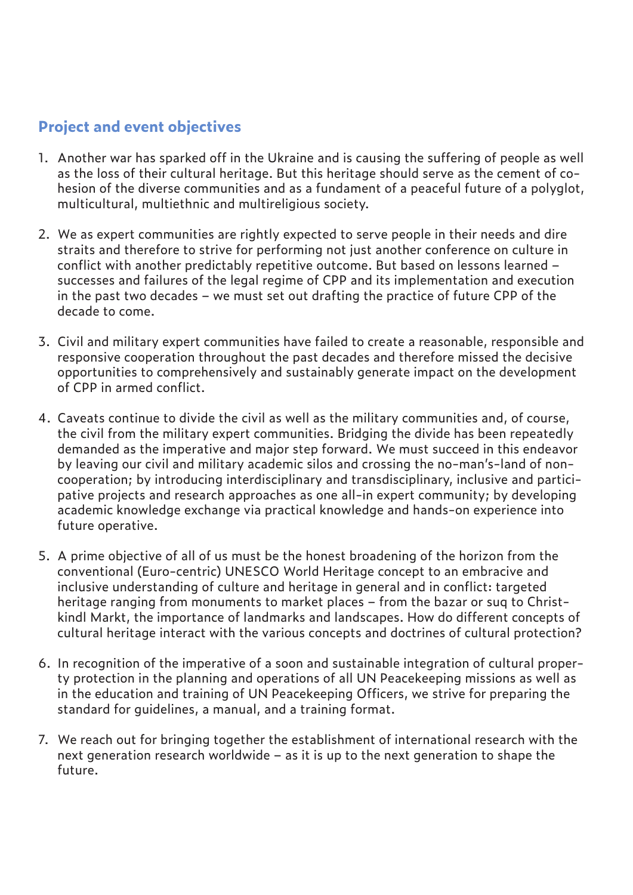## Project and event objectives

1. Another war has sparked off in the Ukraine and is causing the suffering of people as well as the loss of their cultural heritage. But this heritage should serve as the cement of cohesion of the diverse communities and as a fundament of a peaceful future of a polyglot, multicultural, multiethnic and multireligious society.

2. We as expert communities are rightly expected to serve people in their needs and dire straits and therefore to strive for performing not just another conference on culture in conflict with another predictably repetitive outcome. But based on lessons learned – successes and failures of the legal regime of CPP and its implementation and execution in the past two decades – we must set out drafting the practice of future CPP of the decade to come.

3. Civil and military expert communities have failed to create a reasonable, responsible and responsive cooperation throughout the past decades and therefore missed the decisive opportunities to comprehensively and sustainably generate impact on the development of CPP in armed conflict.

4. Caveats continue to divide the civil as well as the military communities and, of course, the civil from the military expert communities. Bridging the divide has been repeatedly demanded as the imperative and major step forward. We must succeed in this endeavor by leaving our civil and military academic silos and crossing the no-man's-land of non-cooperation; by introducing interdisciplinary and transdisciplinary, inclusive and participative projects and research approaches as one all-in expert community; by developing academic knowledge exchange via practical knowledge and hands-on experience into future operative.

5. A prime objective of all of us must be the honest broadening of the horizon from the conventional (Euro-centric) UNESCO World Heritage concept to an embracive and inclusive understanding of culture and heritage in general and in conflict: targeted heritage ranging from monuments to market places – from the bazar or suq to Christkindl Markt, the importance of landmarks and landscapes. How do different concepts of cultural heritage interact with the various concepts and doctrines of cultural protection?

6. In recognition of the imperative of a soon and sustainable integration of cultural property protection in the planning and operations of all UN Peacekeeping missions as well as in the education and training of UN Peacekeeping Officers, we strive for preparing the standard for guidelines, a manual, and a training format.

7. We reach out for bringing together the establishment of international research with the next generation research worldwide – as it is up to the next generation to shape the future.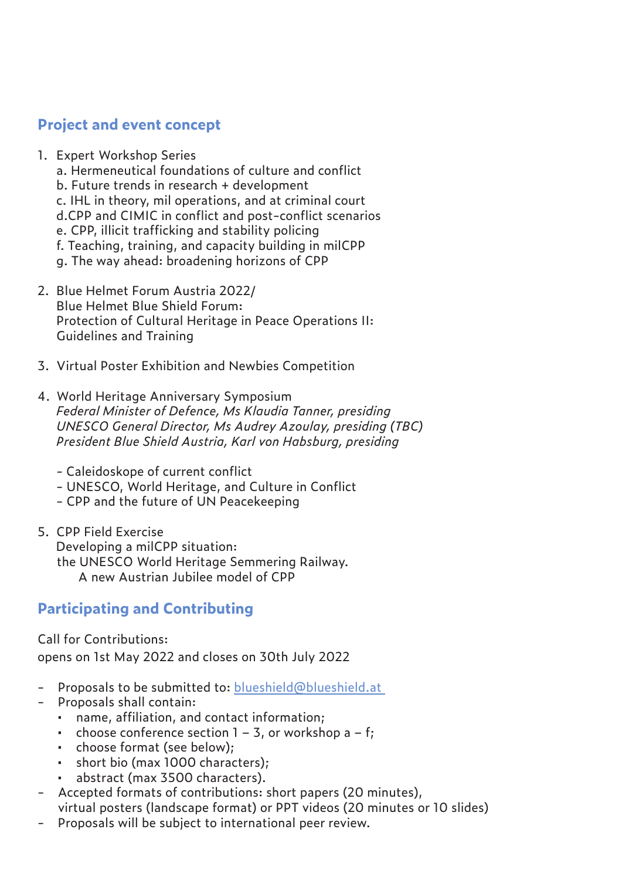## Project and event concept

1. Expert Workshop Series
   a. Hermeneutical foundations of culture and conflict
   b. Future trends in research + development
   c. IHL in theory, mil operations, and at criminal court
   d.CPP and CIMIC in conflict and post-conflict scenarios
   e. CPP, illicit trafficking and stability policing
   f. Teaching, training, and capacity building in milCPP
   g. The way ahead: broadening horizons of CPP

2. Blue Helmet Forum Austria 2022/
   Blue Helmet Blue Shield Forum:
   Protection of Cultural Heritage in Peace Operations II:
   Guidelines and Training

3. Virtual Poster Exhibition and Newbies Competition

4. World Heritage Anniversary Symposium
   *Federal Minister of Defence, Ms Klaudia Tanner, presiding*
   *UNESCO General Director, Ms Audrey Azoulay, presiding (TBC)*
   *President Blue Shield Austria, Karl von Habsburg, presiding*

   - Caleidoskope of current conflict
   - UNESCO, World Heritage, and Culture in Conflict
   - CPP and the future of UN Peacekeeping

5. CPP Field Exercise
   Developing a milCPP situation:
   the UNESCO World Heritage Semmering Railway.
   A new Austrian Jubilee model of CPP

## Participating and Contributing

Call for Contributions:
opens on 1st May 2022 and closes on 30th July 2022

- Proposals to be submitted to: blueshield@blueshield.at
- Proposals shall contain:
  - name, affiliation, and contact information;
  - choose conference section 1 – 3, or workshop a – f;
  - choose format (see below);
  - short bio (max 1000 characters);
  - abstract (max 3500 characters).
- Accepted formats of contributions: short papers (20 minutes), virtual posters (landscape format) or PPT videos (20 minutes or 10 slides)
- Proposals will be subject to international peer review.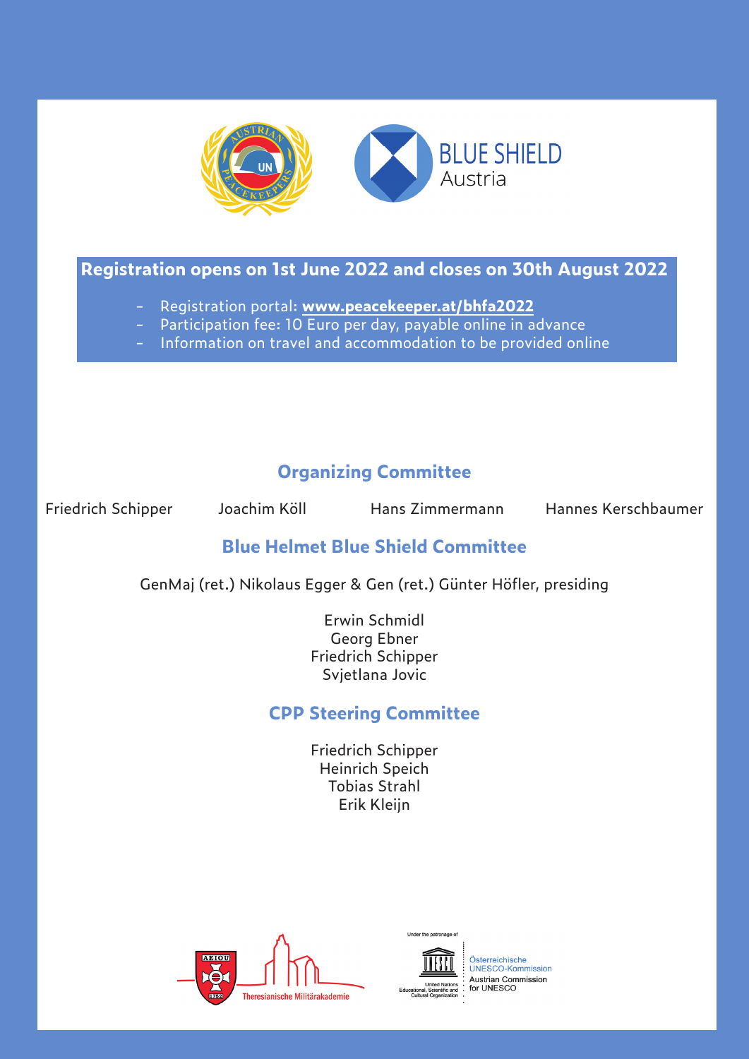**Registration opens on 1st June 2022 and closes on 30th August 2022**

- Registration portal: **www.peacekeeper.at/bhfa2022**
- Participation fee: 10 Euro per day, payable online in advance
- Information on travel and accommodation to be provided online

## Organizing Committee

Friedrich Schipper    Joachim Köll    Hans Zimmermann    Hannes Kerschbaumer

## Blue Helmet Blue Shield Committee

GenMaj (ret.) Nikolaus Egger & Gen (ret.) Günter Höfler, presiding

Erwin Schmidl
Georg Ebner
Friedrich Schipper
Svjetlana Jovic

## CPP Steering Committee

Friedrich Schipper
Heinrich Speich
Tobias Strahl
Erik Kleijn

Theresianische Militärakademie

Under the patronage of

United Nations Educational, Scientific and Cultural Organization

Österreichische UNESCO-Kommission
Austrian Commission for UNESCO